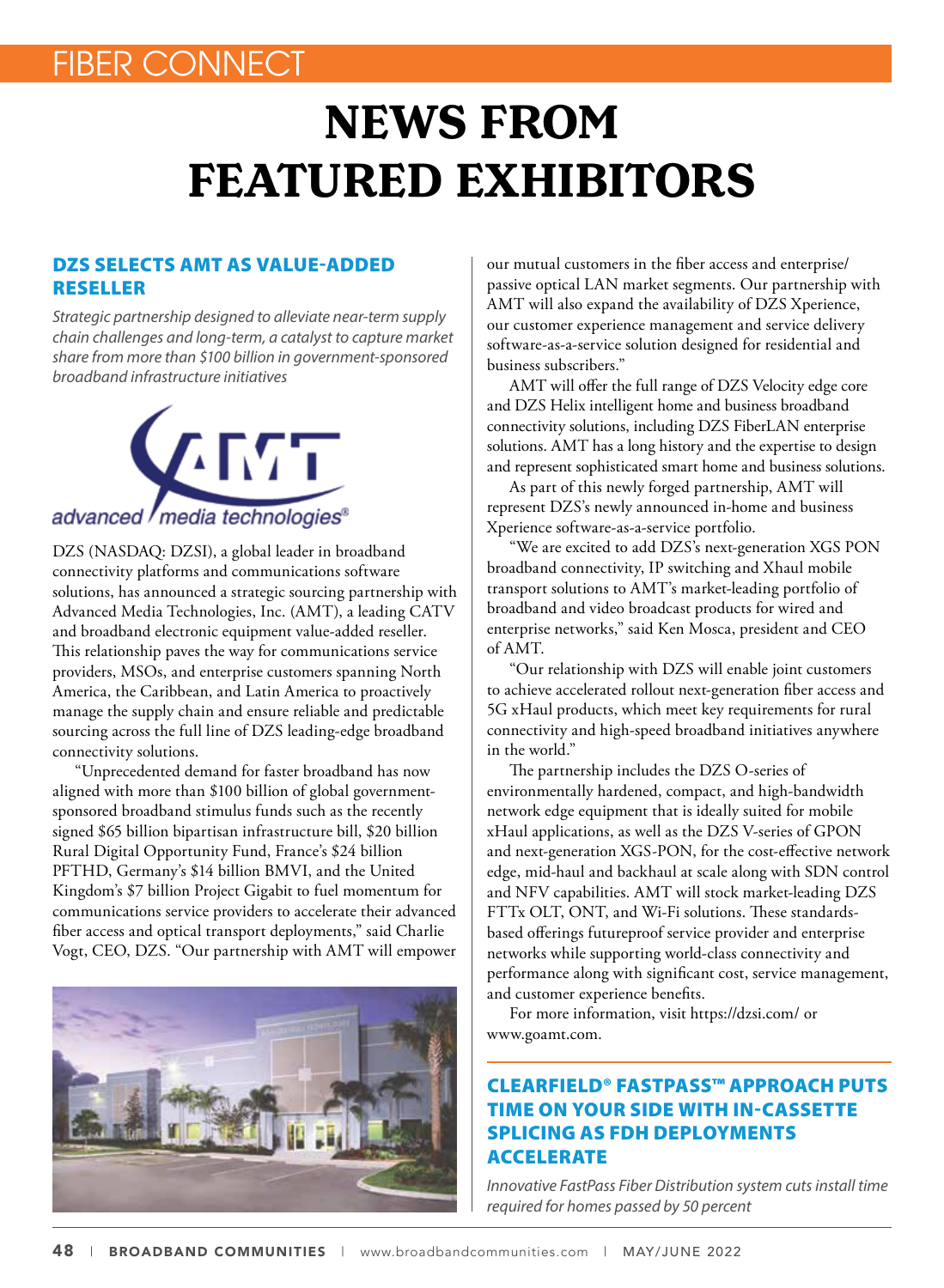FIBER CONNECT

# NEWS FROM FEATURED EXHIBITORS

## DZS SELECTS AMT AS VALUE-ADDED RESELLER

*Strategic partnership designed to alleviate near-term supply chain challenges and long-term, a catalyst to capture market share from more than $100 billion in government-sponsored broadband infrastructure initiatives*

DZS (NASDAQ: DZSI), a global leader in broadband connectivity platforms and communications software solutions, has announced a strategic sourcing partnership with Advanced Media Technologies, Inc. (AMT), a leading CATV and broadband electronic equipment value-added reseller. This relationship paves the way for communications service providers, MSOs, and enterprise customers spanning North America, the Caribbean, and Latin America to proactively manage the supply chain and ensure reliable and predictable sourcing across the full line of DZS leading-edge broadband connectivity solutions.

"Unprecedented demand for faster broadband has now aligned with more than $100 billion of global government-sponsored broadband stimulus funds such as the recently signed $65 billion bipartisan infrastructure bill, $20 billion Rural Digital Opportunity Fund, France's $24 billion PFTHD, Germany's $14 billion BMVI, and the United Kingdom's $7 billion Project Gigabit to fuel momentum for communications service providers to accelerate their advanced fiber access and optical transport deployments," said Charlie Vogt, CEO, DZS. "Our partnership with AMT will empower our mutual customers in the fiber access and enterprise/passive optical LAN market segments. Our partnership with AMT will also expand the availability of DZS Xperience, our customer experience management and service delivery software-as-a-service solution designed for residential and business subscribers."

AMT will offer the full range of DZS Velocity edge core and DZS Helix intelligent home and business broadband connectivity solutions, including DZS FiberLAN enterprise solutions. AMT has a long history and the expertise to design and represent sophisticated smart home and business solutions.

As part of this newly forged partnership, AMT will represent DZS's newly announced in-home and business Xperience software-as-a-service portfolio.

"We are excited to add DZS's next-generation XGS PON broadband connectivity, IP switching and Xhaul mobile transport solutions to AMT's market-leading portfolio of broadband and video broadcast products for wired and enterprise networks," said Ken Mosca, president and CEO of AMT.

"Our relationship with DZS will enable joint customers to achieve accelerated rollout next-generation fiber access and 5G xHaul products, which meet key requirements for rural connectivity and high-speed broadband initiatives anywhere in the world."

The partnership includes the DZS O-series of environmentally hardened, compact, and high-bandwidth network edge equipment that is ideally suited for mobile xHaul applications, as well as the DZS V-series of GPON and next-generation XGS-PON, for the cost-effective network edge, mid-haul and backhaul at scale along with SDN control and NFV capabilities. AMT will stock market-leading DZS FTTx OLT, ONT, and Wi-Fi solutions. These standards-based offerings futureproof service provider and enterprise networks while supporting world-class connectivity and performance along with significant cost, service management, and customer experience benefits.

For more information, visit https://dzsi.com/ or www.goamt.com.

## CLEARFIELD® FASTPASS™ APPROACH PUTS TIME ON YOUR SIDE WITH IN-CASSETTE SPLICING AS FDH DEPLOYMENTS ACCELERATE

*Innovative FastPass Fiber Distribution system cuts install time required for homes passed by 50 percent*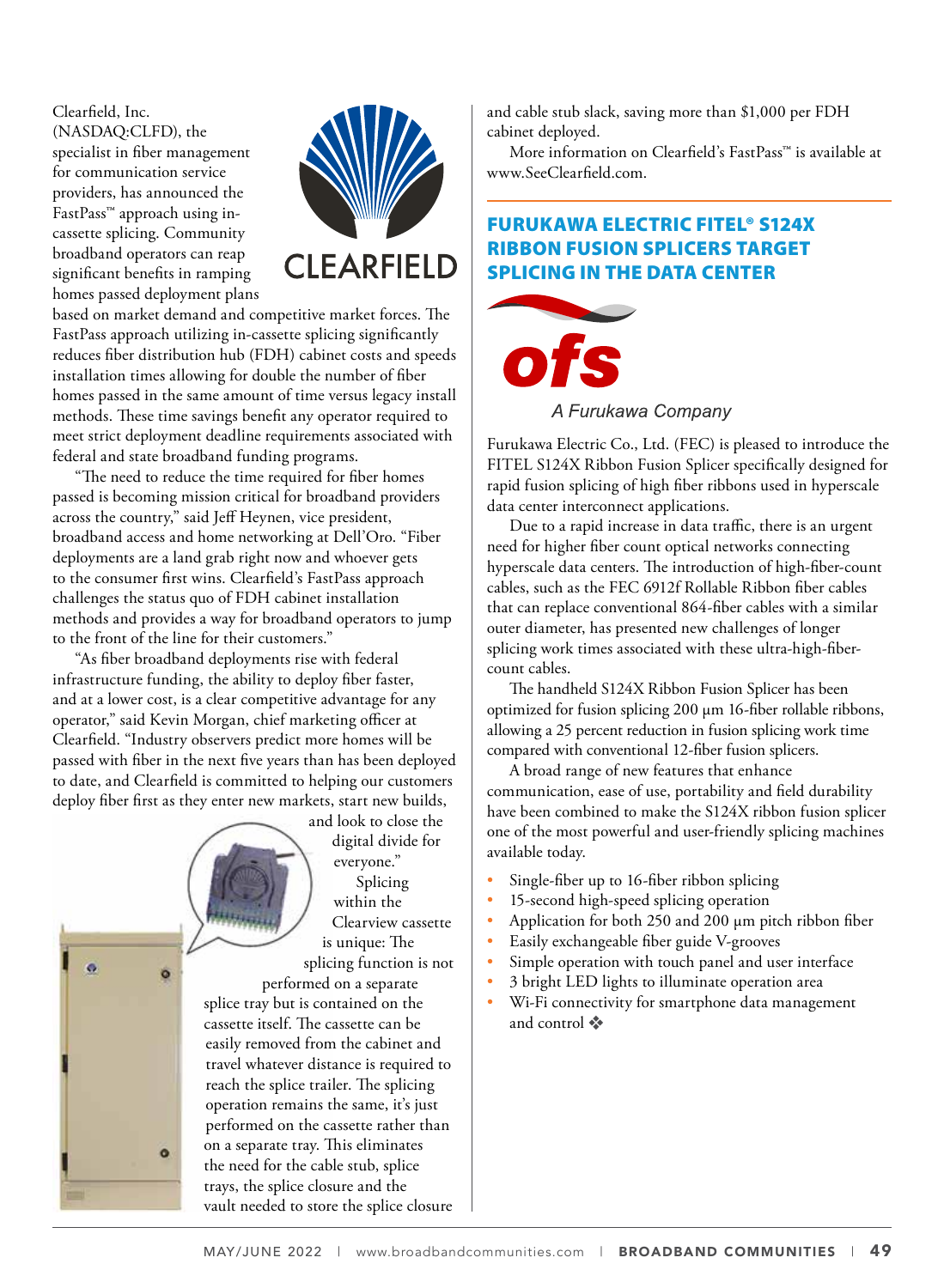Clearfield, Inc. (NASDAQ:CLFD), the specialist in fiber management for communication service providers, has announced the FastPass™ approach using in-cassette splicing. Community broadband operators can reap significant benefits in ramping homes passed deployment plans based on market demand and competitive market forces. The FastPass approach utilizing in-cassette splicing significantly reduces fiber distribution hub (FDH) cabinet costs and speeds installation times allowing for double the number of fiber homes passed in the same amount of time versus legacy install methods. These time savings benefit any operator required to meet strict deployment deadline requirements associated with federal and state broadband funding programs.

"The need to reduce the time required for fiber homes passed is becoming mission critical for broadband providers across the country," said Jeff Heynen, vice president, broadband access and home networking at Dell'Oro. "Fiber deployments are a land grab right now and whoever gets to the consumer first wins. Clearfield's FastPass approach challenges the status quo of FDH cabinet installation methods and provides a way for broadband operators to jump to the front of the line for their customers."

"As fiber broadband deployments rise with federal infrastructure funding, the ability to deploy fiber faster, and at a lower cost, is a clear competitive advantage for any operator," said Kevin Morgan, chief marketing officer at Clearfield. "Industry observers predict more homes will be passed with fiber in the next five years than has been deployed to date, and Clearfield is committed to helping our customers deploy fiber first as they enter new markets, start new builds, and look to close the digital divide for everyone."

Splicing within the Clearview cassette is unique: The splicing function is not performed on a separate splice tray but is contained on the cassette itself. The cassette can be easily removed from the cabinet and travel whatever distance is required to reach the splice trailer. The splicing operation remains the same, it's just performed on the cassette rather than on a separate tray. This eliminates the need for the cable stub, splice trays, the splice closure and the vault needed to store the splice closure and cable stub slack, saving more than $1,000 per FDH cabinet deployed.

More information on Clearfield's FastPass™ is available at www.SeeClearfield.com.

## FURUKAWA ELECTRIC FITEL® S124X RIBBON FUSION SPLICERS TARGET SPLICING IN THE DATA CENTER

Furukawa Electric Co., Ltd. (FEC) is pleased to introduce the FITEL S124X Ribbon Fusion Splicer specifically designed for rapid fusion splicing of high fiber ribbons used in hyperscale data center interconnect applications.

Due to a rapid increase in data traffic, there is an urgent need for higher fiber count optical networks connecting hyperscale data centers. The introduction of high-fiber-count cables, such as the FEC 6912f Rollable Ribbon fiber cables that can replace conventional 864-fiber cables with a similar outer diameter, has presented new challenges of longer splicing work times associated with these ultra-high-fiber-count cables.

The handheld S124X Ribbon Fusion Splicer has been optimized for fusion splicing 200 µm 16-fiber rollable ribbons, allowing a 25 percent reduction in fusion splicing work time compared with conventional 12-fiber fusion splicers.

A broad range of new features that enhance communication, ease of use, portability and field durability have been combined to make the S124X ribbon fusion splicer one of the most powerful and user-friendly splicing machines available today.

- Single-fiber up to 16-fiber ribbon splicing
- 15-second high-speed splicing operation
- Application for both 250 and 200 µm pitch ribbon fiber
- Easily exchangeable fiber guide V-grooves
- Simple operation with touch panel and user interface
- 3 bright LED lights to illuminate operation area
- Wi-Fi connectivity for smartphone data management and control ❖